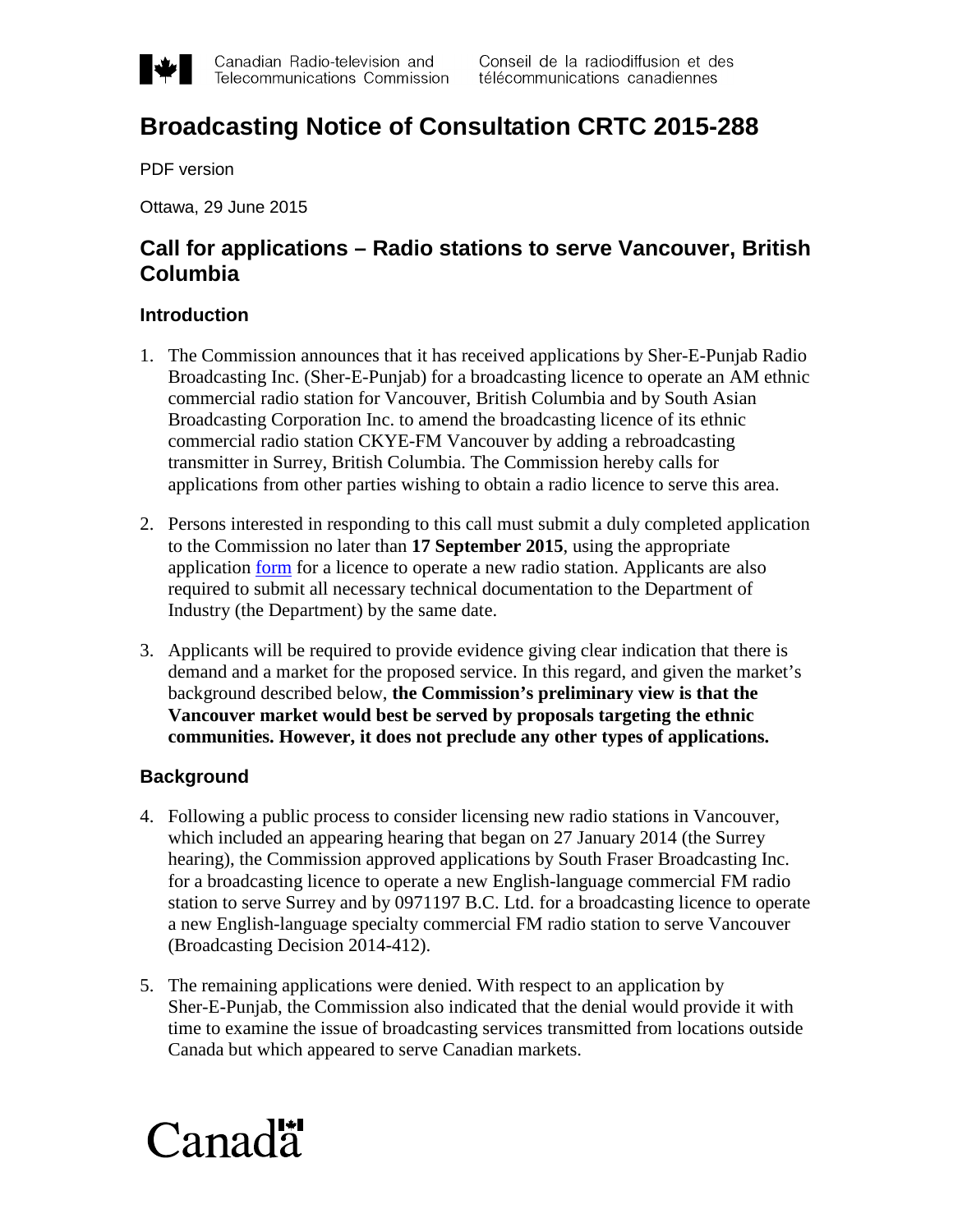Canadian Radio-television and Telecommunications Commission | Conseil de la radiodiffusion et des télécommunications canadiennes

# Broadcasting Notice of Consultation CRTC 2015-288

PDF version

Ottawa, 29 June 2015

## Call for applications – Radio stations to serve Vancouver, British Columbia

### Introduction

1. The Commission announces that it has received applications by Sher-E-Punjab Radio Broadcasting Inc. (Sher-E-Punjab) for a broadcasting licence to operate an AM ethnic commercial radio station for Vancouver, British Columbia and by South Asian Broadcasting Corporation Inc. to amend the broadcasting licence of its ethnic commercial radio station CKYE-FM Vancouver by adding a rebroadcasting transmitter in Surrey, British Columbia. The Commission hereby calls for applications from other parties wishing to obtain a radio licence to serve this area.

2. Persons interested in responding to this call must submit a duly completed application to the Commission no later than **17 September 2015**, using the appropriate application form for a licence to operate a new radio station. Applicants are also required to submit all necessary technical documentation to the Department of Industry (the Department) by the same date.

3. Applicants will be required to provide evidence giving clear indication that there is demand and a market for the proposed service. In this regard, and given the market's background described below, **the Commission's preliminary view is that the Vancouver market would best be served by proposals targeting the ethnic communities. However, it does not preclude any other types of applications.**

### Background

4. Following a public process to consider licensing new radio stations in Vancouver, which included an appearing hearing that began on 27 January 2014 (the Surrey hearing), the Commission approved applications by South Fraser Broadcasting Inc. for a broadcasting licence to operate a new English-language commercial FM radio station to serve Surrey and by 0971197 B.C. Ltd. for a broadcasting licence to operate a new English-language specialty commercial FM radio station to serve Vancouver (Broadcasting Decision 2014-412).

5. The remaining applications were denied. With respect to an application by Sher-E-Punjab, the Commission also indicated that the denial would provide it with time to examine the issue of broadcasting services transmitted from locations outside Canada but which appeared to serve Canadian markets.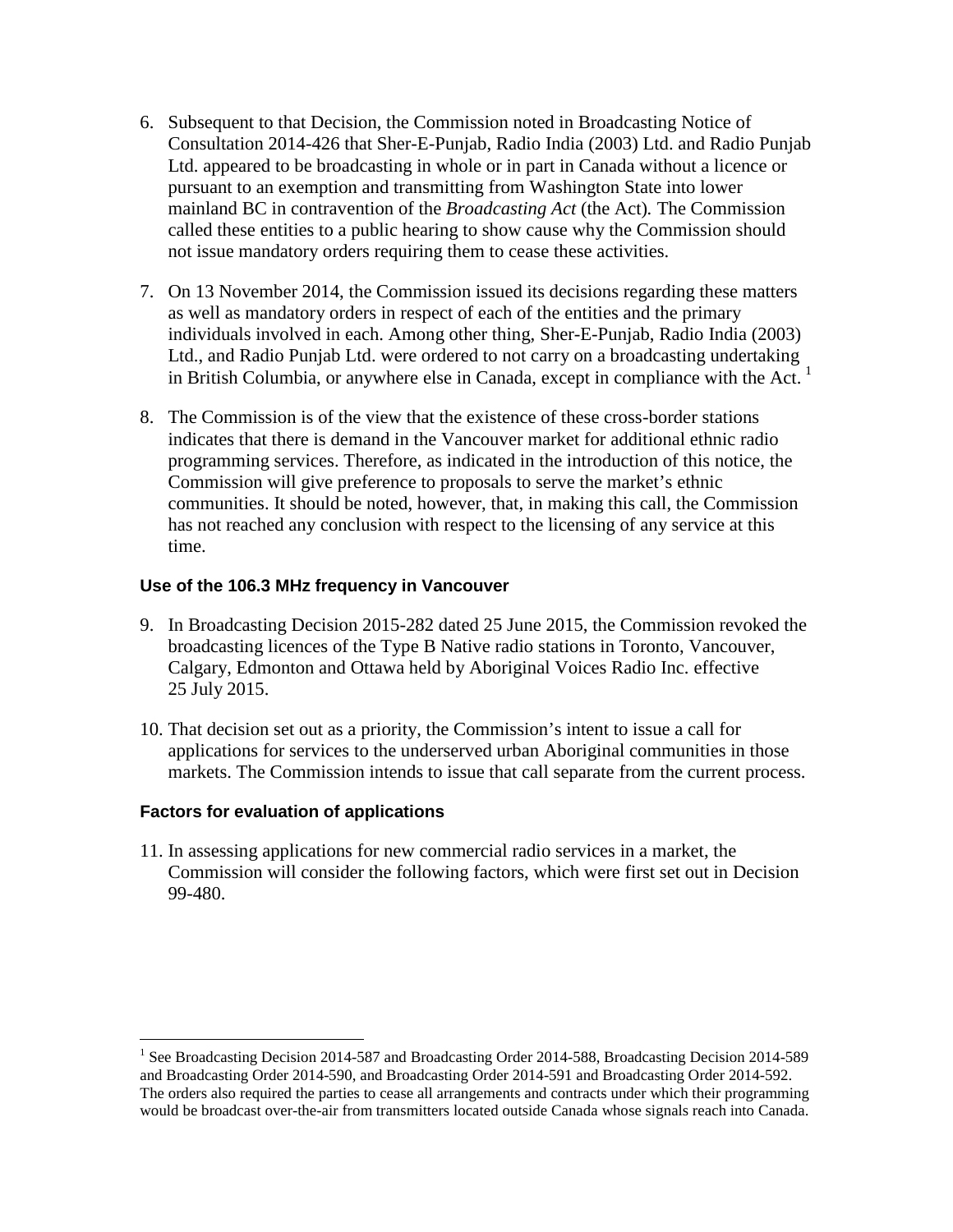6. Subsequent to that Decision, the Commission noted in Broadcasting Notice of Consultation 2014-426 that Sher-E-Punjab, Radio India (2003) Ltd. and Radio Punjab Ltd. appeared to be broadcasting in whole or in part in Canada without a licence or pursuant to an exemption and transmitting from Washington State into lower mainland BC in contravention of the *Broadcasting Act* (the Act). The Commission called these entities to a public hearing to show cause why the Commission should not issue mandatory orders requiring them to cease these activities.

7. On 13 November 2014, the Commission issued its decisions regarding these matters as well as mandatory orders in respect of each of the entities and the primary individuals involved in each. Among other thing, Sher-E-Punjab, Radio India (2003) Ltd., and Radio Punjab Ltd. were ordered to not carry on a broadcasting undertaking in British Columbia, or anywhere else in Canada, except in compliance with the Act. [1]

8. The Commission is of the view that the existence of these cross-border stations indicates that there is demand in the Vancouver market for additional ethnic radio programming services. Therefore, as indicated in the introduction of this notice, the Commission will give preference to proposals to serve the market's ethnic communities. It should be noted, however, that, in making this call, the Commission has not reached any conclusion with respect to the licensing of any service at this time.

### Use of the 106.3 MHz frequency in Vancouver

9. In Broadcasting Decision 2015-282 dated 25 June 2015, the Commission revoked the broadcasting licences of the Type B Native radio stations in Toronto, Vancouver, Calgary, Edmonton and Ottawa held by Aboriginal Voices Radio Inc. effective 25 July 2015.

10. That decision set out as a priority, the Commission's intent to issue a call for applications for services to the underserved urban Aboriginal communities in those markets. The Commission intends to issue that call separate from the current process.

### Factors for evaluation of applications

11. In assessing applications for new commercial radio services in a market, the Commission will consider the following factors, which were first set out in Decision 99-480.

---

[1] See Broadcasting Decision 2014-587 and Broadcasting Order 2014-588, Broadcasting Decision 2014-589 and Broadcasting Order 2014-590, and Broadcasting Order 2014-591 and Broadcasting Order 2014-592. The orders also required the parties to cease all arrangements and contracts under which their programming would be broadcast over-the-air from transmitters located outside Canada whose signals reach into Canada.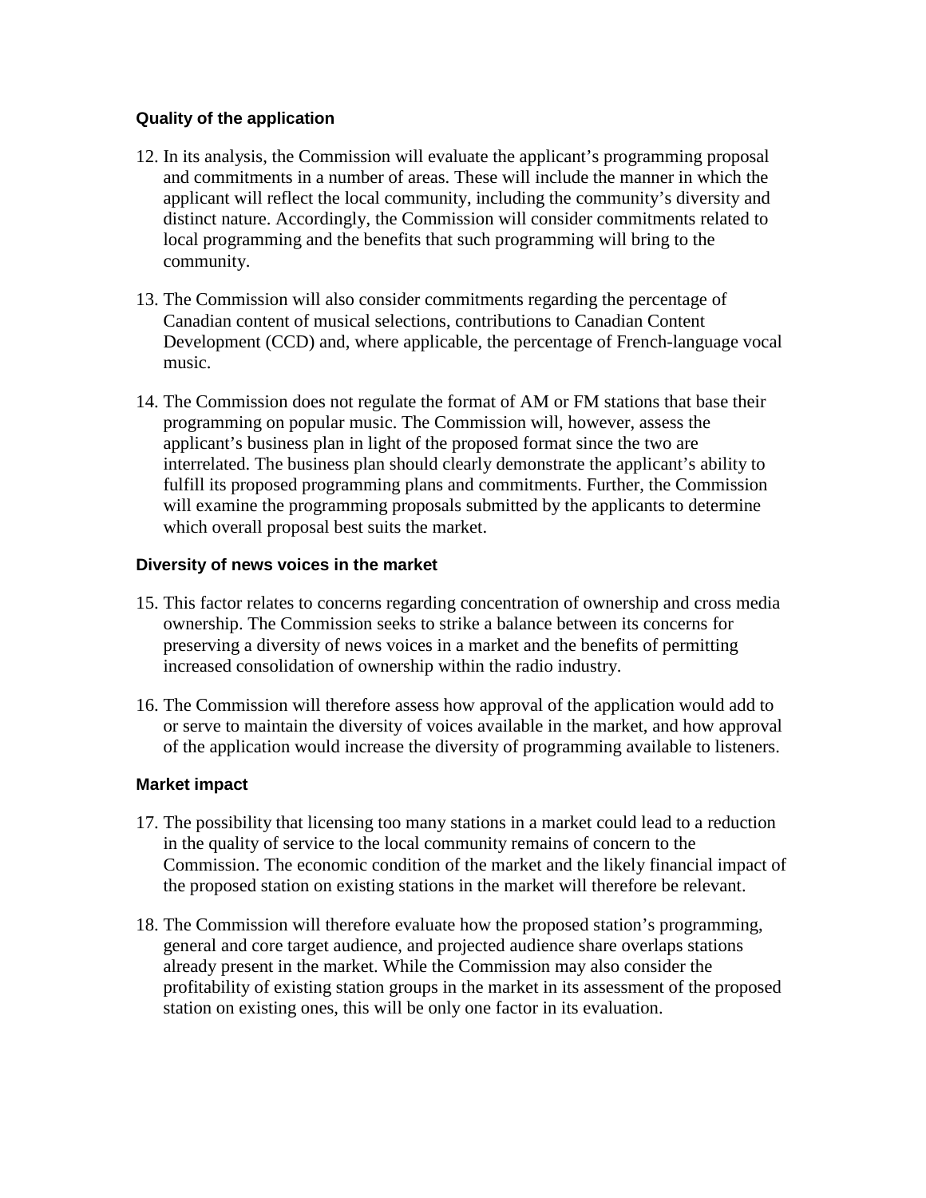### Quality of the application

12. In its analysis, the Commission will evaluate the applicant’s programming proposal and commitments in a number of areas. These will include the manner in which the applicant will reflect the local community, including the community’s diversity and distinct nature. Accordingly, the Commission will consider commitments related to local programming and the benefits that such programming will bring to the community.

13. The Commission will also consider commitments regarding the percentage of Canadian content of musical selections, contributions to Canadian Content Development (CCD) and, where applicable, the percentage of French-language vocal music.

14. The Commission does not regulate the format of AM or FM stations that base their programming on popular music. The Commission will, however, assess the applicant’s business plan in light of the proposed format since the two are interrelated. The business plan should clearly demonstrate the applicant’s ability to fulfill its proposed programming plans and commitments. Further, the Commission will examine the programming proposals submitted by the applicants to determine which overall proposal best suits the market.

### Diversity of news voices in the market

15. This factor relates to concerns regarding concentration of ownership and cross media ownership. The Commission seeks to strike a balance between its concerns for preserving a diversity of news voices in a market and the benefits of permitting increased consolidation of ownership within the radio industry.

16. The Commission will therefore assess how approval of the application would add to or serve to maintain the diversity of voices available in the market, and how approval of the application would increase the diversity of programming available to listeners.

### Market impact

17. The possibility that licensing too many stations in a market could lead to a reduction in the quality of service to the local community remains of concern to the Commission. The economic condition of the market and the likely financial impact of the proposed station on existing stations in the market will therefore be relevant.

18. The Commission will therefore evaluate how the proposed station’s programming, general and core target audience, and projected audience share overlaps stations already present in the market. While the Commission may also consider the profitability of existing station groups in the market in its assessment of the proposed station on existing ones, this will be only one factor in its evaluation.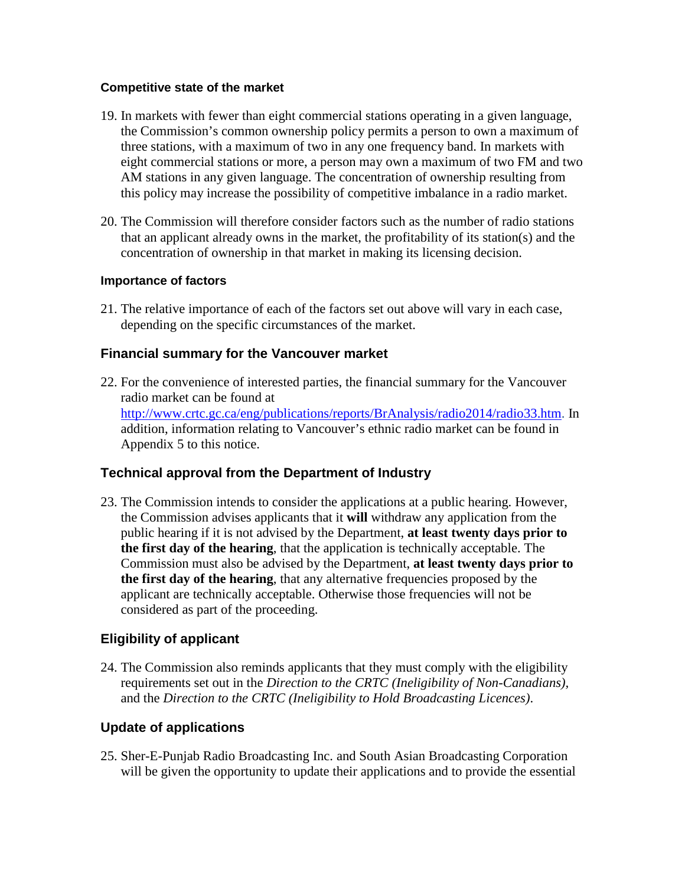#### Competitive state of the market

19. In markets with fewer than eight commercial stations operating in a given language, the Commission's common ownership policy permits a person to own a maximum of three stations, with a maximum of two in any one frequency band. In markets with eight commercial stations or more, a person may own a maximum of two FM and two AM stations in any given language. The concentration of ownership resulting from this policy may increase the possibility of competitive imbalance in a radio market.

20. The Commission will therefore consider factors such as the number of radio stations that an applicant already owns in the market, the profitability of its station(s) and the concentration of ownership in that market in making its licensing decision.

#### Importance of factors

21. The relative importance of each of the factors set out above will vary in each case, depending on the specific circumstances of the market.

### Financial summary for the Vancouver market

22. For the convenience of interested parties, the financial summary for the Vancouver radio market can be found at [http://www.crtc.gc.ca/eng/publications/reports/BrAnalysis/radio2014/radio33.htm](http://www.crtc.gc.ca/eng/publications/reports/BrAnalysis/radio2014/radio33.htm). In addition, information relating to Vancouver's ethnic radio market can be found in Appendix 5 to this notice.

### Technical approval from the Department of Industry

23. The Commission intends to consider the applications at a public hearing. However, the Commission advises applicants that it **will** withdraw any application from the public hearing if it is not advised by the Department, **at least twenty days prior to the first day of the hearing**, that the application is technically acceptable. The Commission must also be advised by the Department, **at least twenty days prior to the first day of the hearing**, that any alternative frequencies proposed by the applicant are technically acceptable. Otherwise those frequencies will not be considered as part of the proceeding.

### Eligibility of applicant

24. The Commission also reminds applicants that they must comply with the eligibility requirements set out in the *Direction to the CRTC (Ineligibility of Non-Canadians)*, and the *Direction to the CRTC (Ineligibility to Hold Broadcasting Licences)*.

### Update of applications

25. Sher-E-Punjab Radio Broadcasting Inc. and South Asian Broadcasting Corporation will be given the opportunity to update their applications and to provide the essential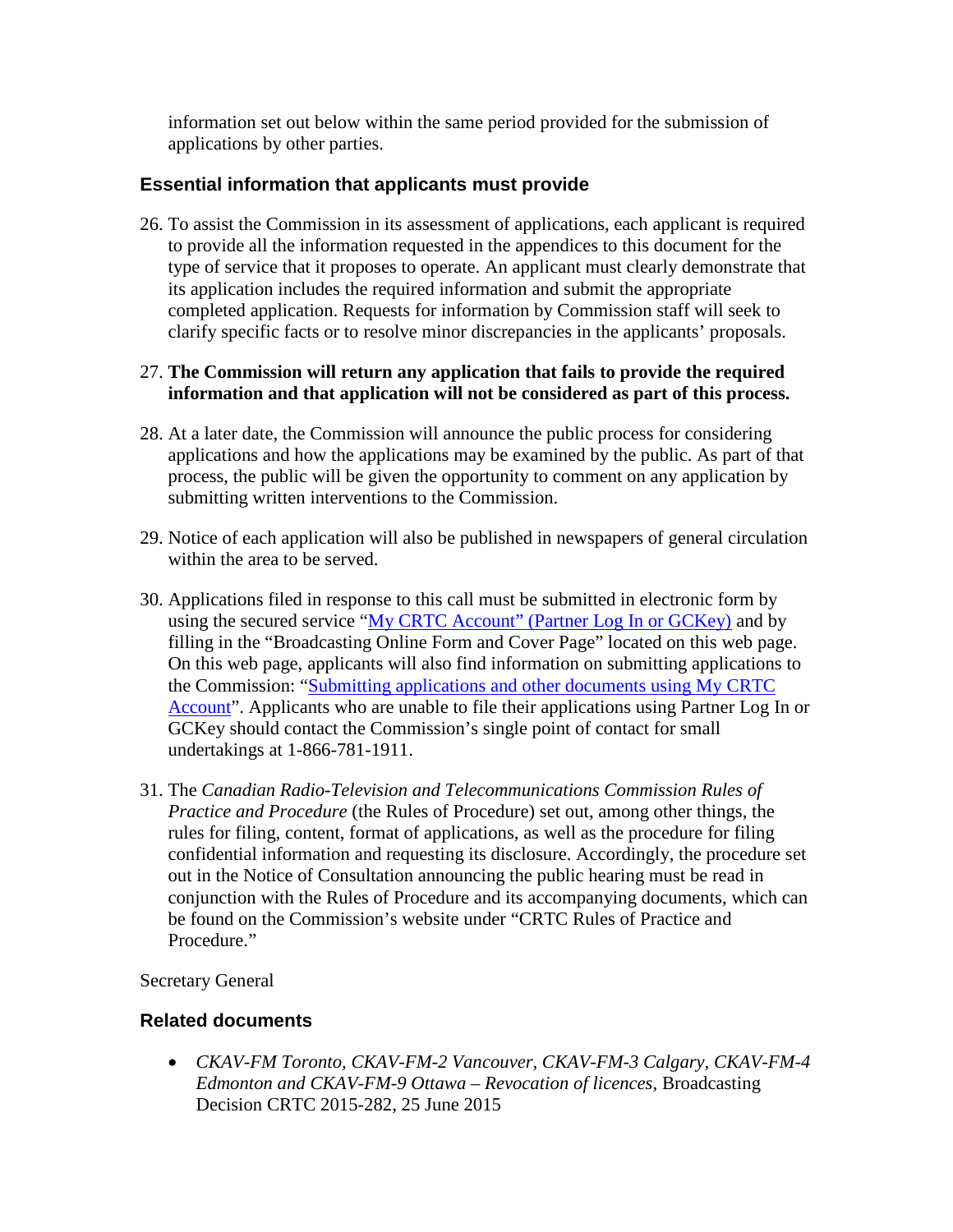information set out below within the same period provided for the submission of applications by other parties.

## Essential information that applicants must provide

26. To assist the Commission in its assessment of applications, each applicant is required to provide all the information requested in the appendices to this document for the type of service that it proposes to operate. An applicant must clearly demonstrate that its application includes the required information and submit the appropriate completed application. Requests for information by Commission staff will seek to clarify specific facts or to resolve minor discrepancies in the applicants' proposals.

27. **The Commission will return any application that fails to provide the required information and that application will not be considered as part of this process.**

28. At a later date, the Commission will announce the public process for considering applications and how the applications may be examined by the public. As part of that process, the public will be given the opportunity to comment on any application by submitting written interventions to the Commission.

29. Notice of each application will also be published in newspapers of general circulation within the area to be served.

30. Applications filed in response to this call must be submitted in electronic form by using the secured service "My CRTC Account" (Partner Log In or GCKey) and by filling in the "Broadcasting Online Form and Cover Page" located on this web page. On this web page, applicants will also find information on submitting applications to the Commission: "Submitting applications and other documents using My CRTC Account". Applicants who are unable to file their applications using Partner Log In or GCKey should contact the Commission's single point of contact for small undertakings at 1-866-781-1911.

31. The *Canadian Radio-Television and Telecommunications Commission Rules of Practice and Procedure* (the Rules of Procedure) set out, among other things, the rules for filing, content, format of applications, as well as the procedure for filing confidential information and requesting its disclosure. Accordingly, the procedure set out in the Notice of Consultation announcing the public hearing must be read in conjunction with the Rules of Procedure and its accompanying documents, which can be found on the Commission's website under "CRTC Rules of Practice and Procedure."

Secretary General

## Related documents

- *CKAV-FM Toronto, CKAV-FM-2 Vancouver, CKAV-FM-3 Calgary, CKAV-FM-4 Edmonton and CKAV-FM-9 Ottawa – Revocation of licences,* Broadcasting Decision CRTC 2015-282, 25 June 2015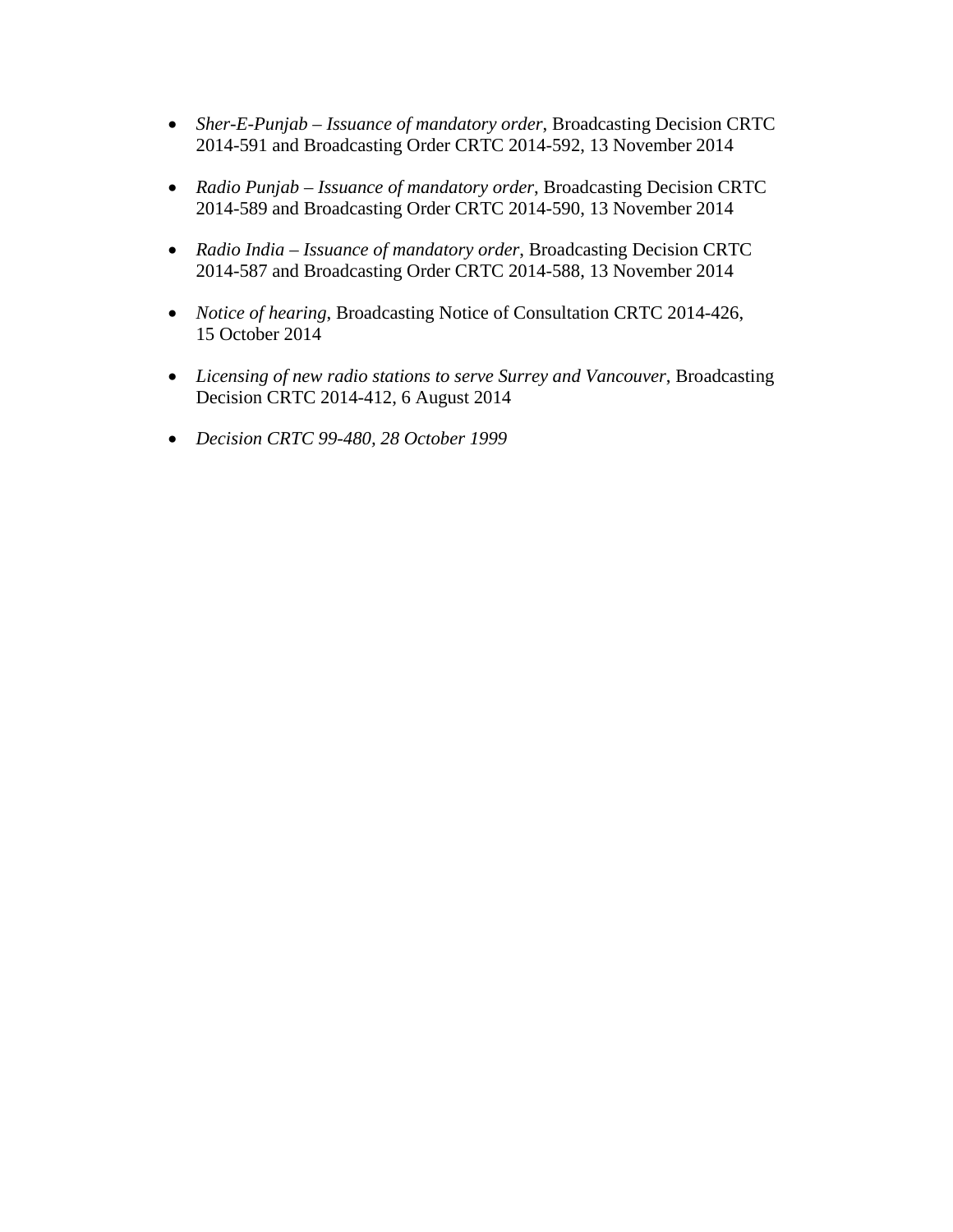- *Sher-E-Punjab – Issuance of mandatory order*, Broadcasting Decision CRTC 2014-591 and Broadcasting Order CRTC 2014-592, 13 November 2014
- *Radio Punjab – Issuance of mandatory order*, Broadcasting Decision CRTC 2014-589 and Broadcasting Order CRTC 2014-590, 13 November 2014
- *Radio India – Issuance of mandatory order*, Broadcasting Decision CRTC 2014-587 and Broadcasting Order CRTC 2014-588, 13 November 2014
- *Notice of hearing*, Broadcasting Notice of Consultation CRTC 2014-426, 15 October 2014
- *Licensing of new radio stations to serve Surrey and Vancouver*, Broadcasting Decision CRTC 2014-412, 6 August 2014
- *Decision CRTC 99-480, 28 October 1999*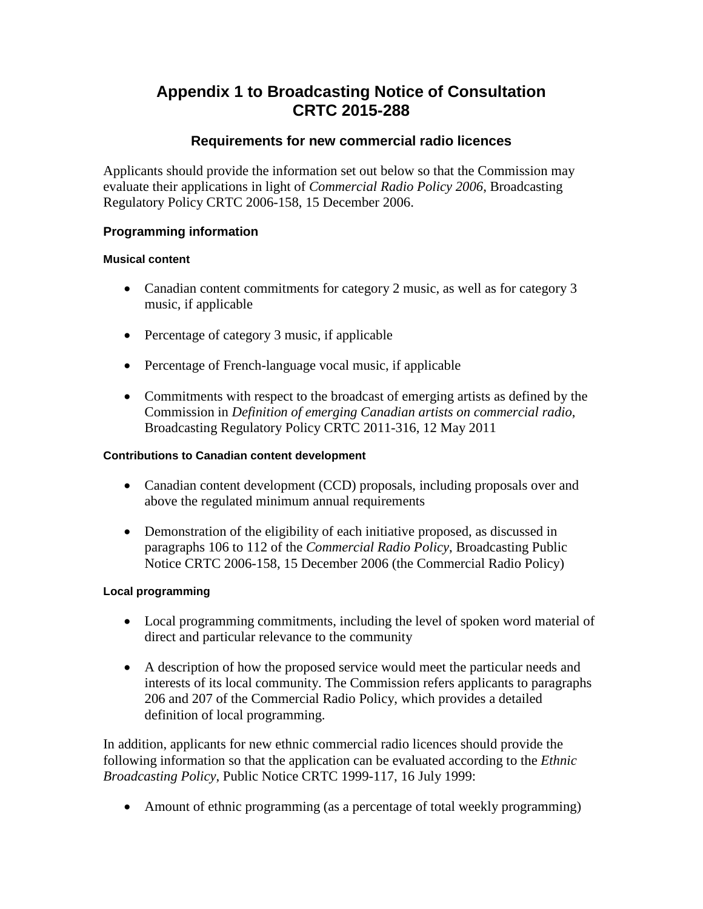# Appendix 1 to Broadcasting Notice of Consultation CRTC 2015-288

## Requirements for new commercial radio licences

Applicants should provide the information set out below so that the Commission may evaluate their applications in light of *Commercial Radio Policy 2006*, Broadcasting Regulatory Policy CRTC 2006-158, 15 December 2006.

### Programming information

#### Musical content

- Canadian content commitments for category 2 music, as well as for category 3 music, if applicable
- Percentage of category 3 music, if applicable
- Percentage of French-language vocal music, if applicable
- Commitments with respect to the broadcast of emerging artists as defined by the Commission in *Definition of emerging Canadian artists on commercial radio*, Broadcasting Regulatory Policy CRTC 2011-316, 12 May 2011

#### Contributions to Canadian content development

- Canadian content development (CCD) proposals, including proposals over and above the regulated minimum annual requirements
- Demonstration of the eligibility of each initiative proposed, as discussed in paragraphs 106 to 112 of the *Commercial Radio Policy*, Broadcasting Public Notice CRTC 2006-158, 15 December 2006 (the Commercial Radio Policy)

#### Local programming

- Local programming commitments, including the level of spoken word material of direct and particular relevance to the community
- A description of how the proposed service would meet the particular needs and interests of its local community. The Commission refers applicants to paragraphs 206 and 207 of the Commercial Radio Policy, which provides a detailed definition of local programming.

In addition, applicants for new ethnic commercial radio licences should provide the following information so that the application can be evaluated according to the *Ethnic Broadcasting Policy*, Public Notice CRTC 1999-117, 16 July 1999:

- Amount of ethnic programming (as a percentage of total weekly programming)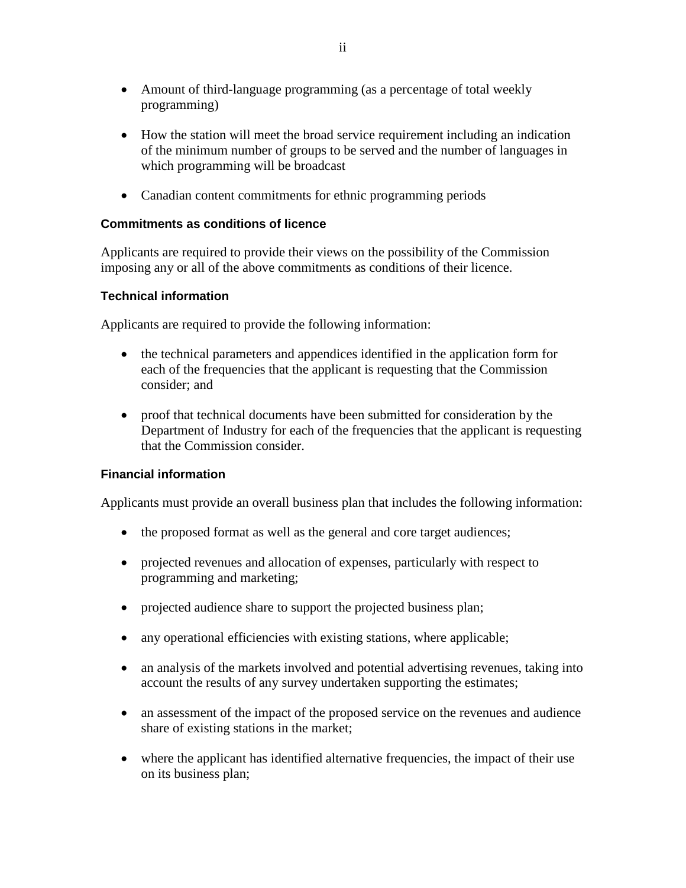- Amount of third-language programming (as a percentage of total weekly programming)

- How the station will meet the broad service requirement including an indication of the minimum number of groups to be served and the number of languages in which programming will be broadcast

- Canadian content commitments for ethnic programming periods

#### Commitments as conditions of licence

Applicants are required to provide their views on the possibility of the Commission imposing any or all of the above commitments as conditions of their licence.

#### Technical information

Applicants are required to provide the following information:

- the technical parameters and appendices identified in the application form for each of the frequencies that the applicant is requesting that the Commission consider; and

- proof that technical documents have been submitted for consideration by the Department of Industry for each of the frequencies that the applicant is requesting that the Commission consider.

#### Financial information

Applicants must provide an overall business plan that includes the following information:

- the proposed format as well as the general and core target audiences;

- projected revenues and allocation of expenses, particularly with respect to programming and marketing;

- projected audience share to support the projected business plan;

- any operational efficiencies with existing stations, where applicable;

- an analysis of the markets involved and potential advertising revenues, taking into account the results of any survey undertaken supporting the estimates;

- an assessment of the impact of the proposed service on the revenues and audience share of existing stations in the market;

- where the applicant has identified alternative frequencies, the impact of their use on its business plan;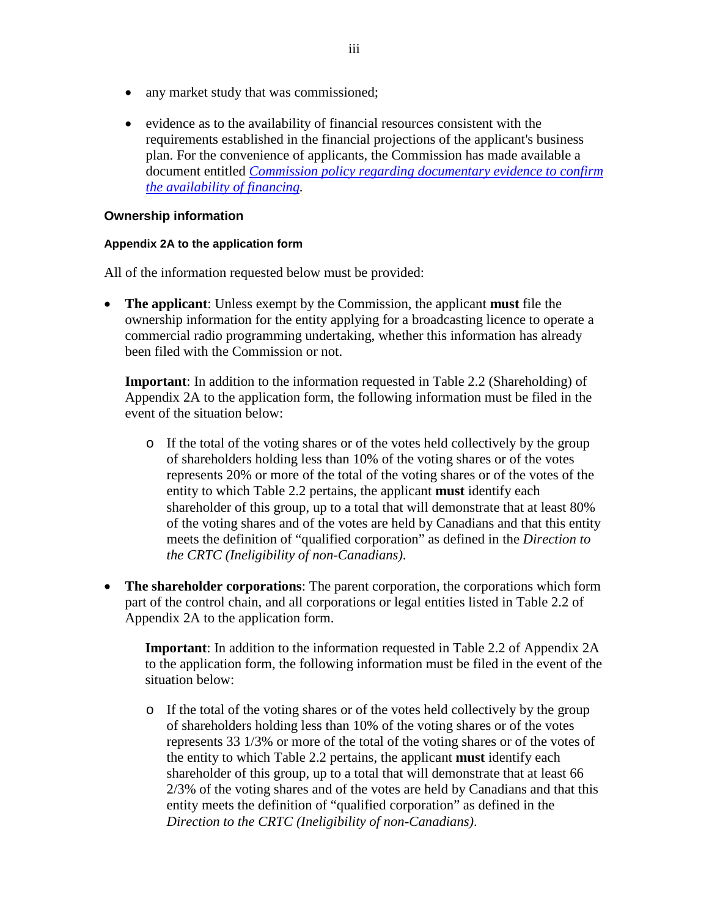- any market study that was commissioned;
- evidence as to the availability of financial resources consistent with the requirements established in the financial projections of the applicant's business plan. For the convenience of applicants, the Commission has made available a document entitled *Commission policy regarding documentary evidence to confirm the availability of financing*.

### Ownership information

#### Appendix 2A to the application form

All of the information requested below must be provided:

- **The applicant**: Unless exempt by the Commission, the applicant **must** file the ownership information for the entity applying for a broadcasting licence to operate a commercial radio programming undertaking, whether this information has already been filed with the Commission or not.

  **Important**: In addition to the information requested in Table 2.2 (Shareholding) of Appendix 2A to the application form, the following information must be filed in the event of the situation below:

  - If the total of the voting shares or of the votes held collectively by the group of shareholders holding less than 10% of the voting shares or of the votes represents 20% or more of the total of the voting shares or of the votes of the entity to which Table 2.2 pertains, the applicant **must** identify each shareholder of this group, up to a total that will demonstrate that at least 80% of the voting shares and of the votes are held by Canadians and that this entity meets the definition of "qualified corporation" as defined in the *Direction to the CRTC (Ineligibility of non-Canadians)*.

- **The shareholder corporations**: The parent corporation, the corporations which form part of the control chain, and all corporations or legal entities listed in Table 2.2 of Appendix 2A to the application form.

  **Important**: In addition to the information requested in Table 2.2 of Appendix 2A to the application form, the following information must be filed in the event of the situation below:

  - If the total of the voting shares or of the votes held collectively by the group of shareholders holding less than 10% of the voting shares or of the votes represents 33 1/3% or more of the total of the voting shares or of the votes of the entity to which Table 2.2 pertains, the applicant **must** identify each shareholder of this group, up to a total that will demonstrate that at least 66 2/3% of the voting shares and of the votes are held by Canadians and that this entity meets the definition of "qualified corporation" as defined in the *Direction to the CRTC (Ineligibility of non-Canadians)*.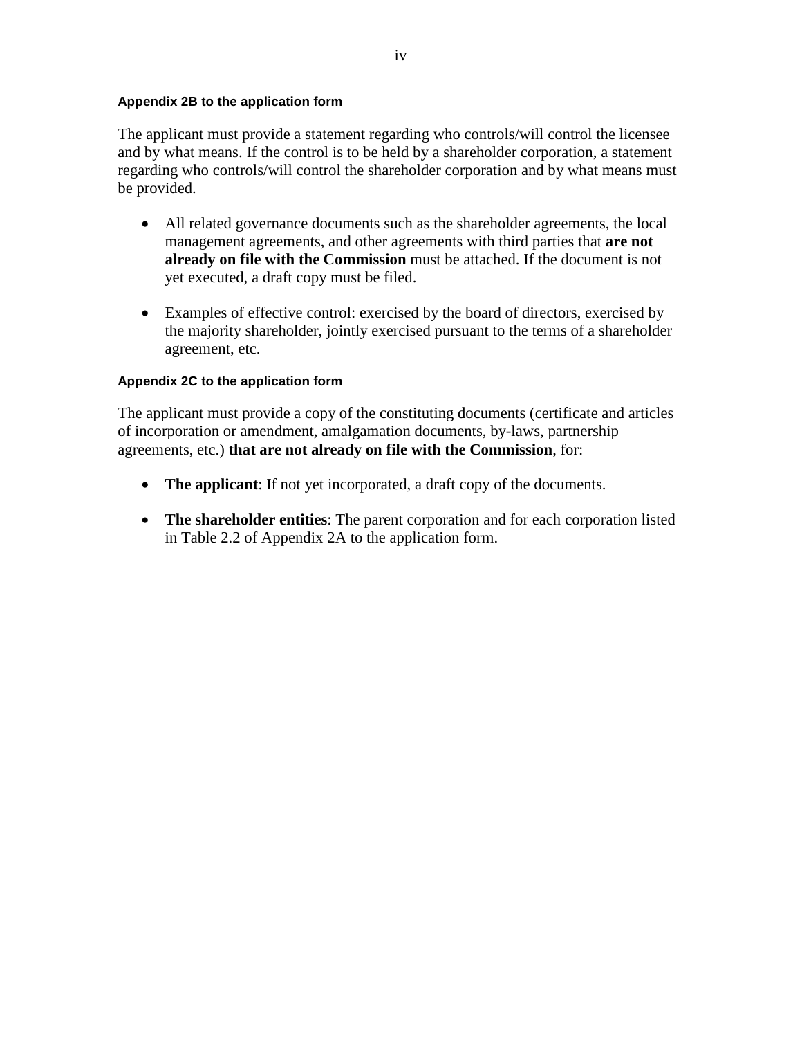#### Appendix 2B to the application form

The applicant must provide a statement regarding who controls/will control the licensee and by what means. If the control is to be held by a shareholder corporation, a statement regarding who controls/will control the shareholder corporation and by what means must be provided.

- All related governance documents such as the shareholder agreements, the local management agreements, and other agreements with third parties that **are not already on file with the Commission** must be attached. If the document is not yet executed, a draft copy must be filed.

- Examples of effective control: exercised by the board of directors, exercised by the majority shareholder, jointly exercised pursuant to the terms of a shareholder agreement, etc.

#### Appendix 2C to the application form

The applicant must provide a copy of the constituting documents (certificate and articles of incorporation or amendment, amalgamation documents, by-laws, partnership agreements, etc.) **that are not already on file with the Commission**, for:

- **The applicant**: If not yet incorporated, a draft copy of the documents.

- **The shareholder entities**: The parent corporation and for each corporation listed in Table 2.2 of Appendix 2A to the application form.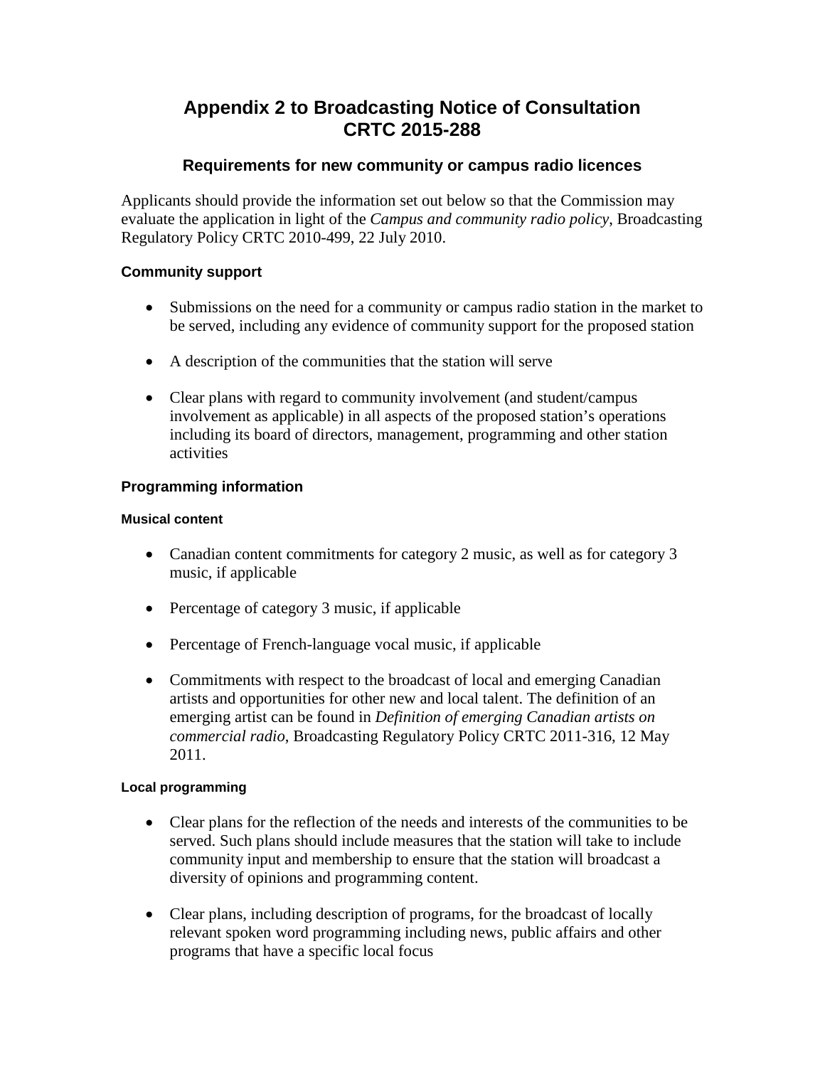# Appendix 2 to Broadcasting Notice of Consultation CRTC 2015-288

## Requirements for new community or campus radio licences

Applicants should provide the information set out below so that the Commission may evaluate the application in light of the *Campus and community radio policy*, Broadcasting Regulatory Policy CRTC 2010-499, 22 July 2010.

### Community support

- Submissions on the need for a community or campus radio station in the market to be served, including any evidence of community support for the proposed station
- A description of the communities that the station will serve
- Clear plans with regard to community involvement (and student/campus involvement as applicable) in all aspects of the proposed station's operations including its board of directors, management, programming and other station activities

### Programming information

#### Musical content

- Canadian content commitments for category 2 music, as well as for category 3 music, if applicable
- Percentage of category 3 music, if applicable
- Percentage of French-language vocal music, if applicable
- Commitments with respect to the broadcast of local and emerging Canadian artists and opportunities for other new and local talent. The definition of an emerging artist can be found in *Definition of emerging Canadian artists on commercial radio*, Broadcasting Regulatory Policy CRTC 2011-316, 12 May 2011.

#### Local programming

- Clear plans for the reflection of the needs and interests of the communities to be served. Such plans should include measures that the station will take to include community input and membership to ensure that the station will broadcast a diversity of opinions and programming content.
- Clear plans, including description of programs, for the broadcast of locally relevant spoken word programming including news, public affairs and other programs that have a specific local focus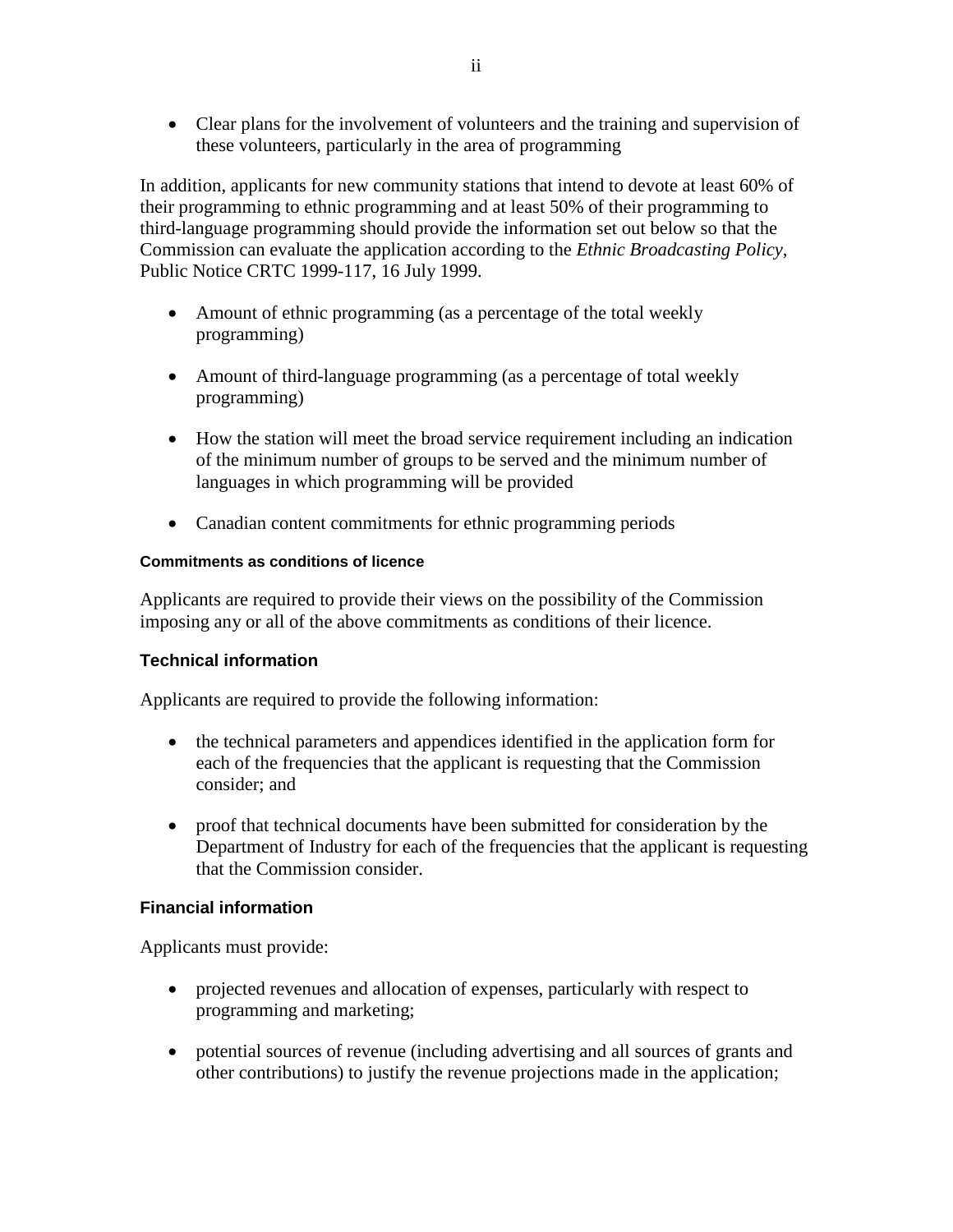- Clear plans for the involvement of volunteers and the training and supervision of these volunteers, particularly in the area of programming

In addition, applicants for new community stations that intend to devote at least 60% of their programming to ethnic programming and at least 50% of their programming to third-language programming should provide the information set out below so that the Commission can evaluate the application according to the *Ethnic Broadcasting Policy*, Public Notice CRTC 1999-117, 16 July 1999.

- Amount of ethnic programming (as a percentage of the total weekly programming)
- Amount of third-language programming (as a percentage of total weekly programming)
- How the station will meet the broad service requirement including an indication of the minimum number of groups to be served and the minimum number of languages in which programming will be provided
- Canadian content commitments for ethnic programming periods

#### Commitments as conditions of licence

Applicants are required to provide their views on the possibility of the Commission imposing any or all of the above commitments as conditions of their licence.

### Technical information

Applicants are required to provide the following information:

- the technical parameters and appendices identified in the application form for each of the frequencies that the applicant is requesting that the Commission consider; and
- proof that technical documents have been submitted for consideration by the Department of Industry for each of the frequencies that the applicant is requesting that the Commission consider.

### Financial information

Applicants must provide:

- projected revenues and allocation of expenses, particularly with respect to programming and marketing;
- potential sources of revenue (including advertising and all sources of grants and other contributions) to justify the revenue projections made in the application;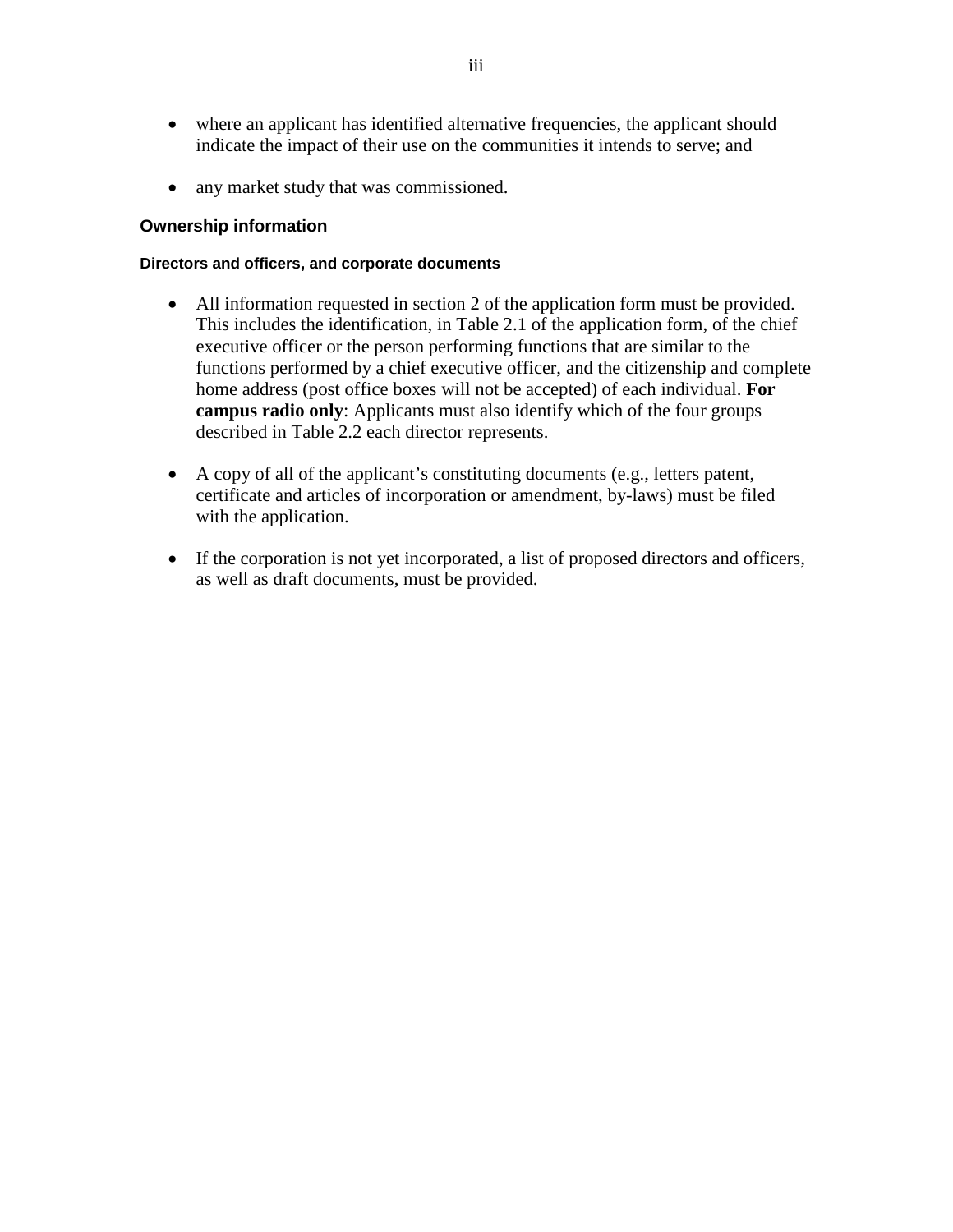- where an applicant has identified alternative frequencies, the applicant should indicate the impact of their use on the communities it intends to serve; and

- any market study that was commissioned.

### Ownership information

#### Directors and officers, and corporate documents

- All information requested in section 2 of the application form must be provided. This includes the identification, in Table 2.1 of the application form, of the chief executive officer or the person performing functions that are similar to the functions performed by a chief executive officer, and the citizenship and complete home address (post office boxes will not be accepted) of each individual. **For campus radio only**: Applicants must also identify which of the four groups described in Table 2.2 each director represents.

- A copy of all of the applicant's constituting documents (e.g., letters patent, certificate and articles of incorporation or amendment, by-laws) must be filed with the application.

- If the corporation is not yet incorporated, a list of proposed directors and officers, as well as draft documents, must be provided.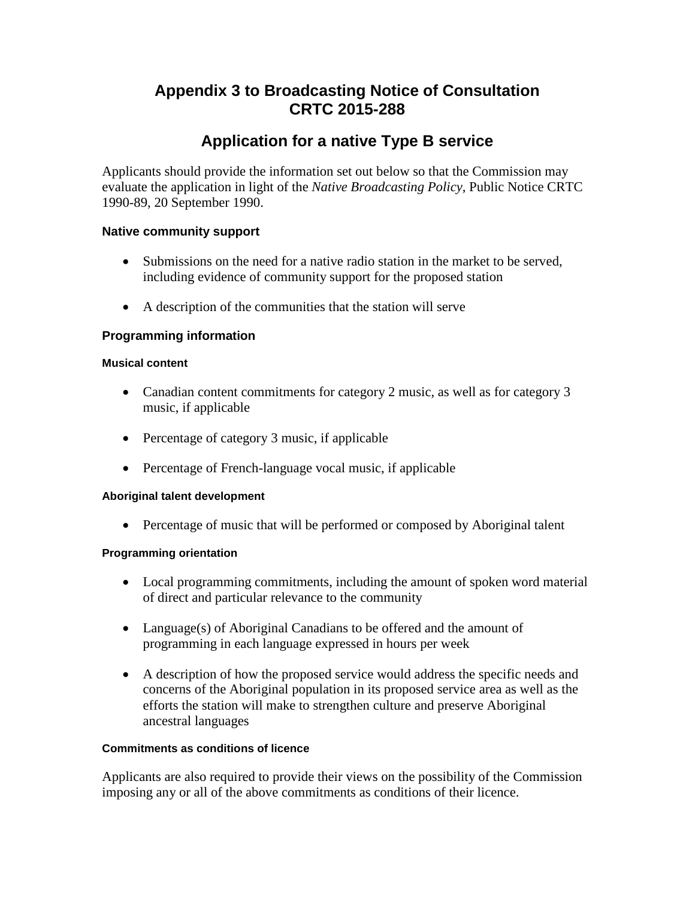# Appendix 3 to Broadcasting Notice of Consultation CRTC 2015-288

## Application for a native Type B service

Applicants should provide the information set out below so that the Commission may evaluate the application in light of the *Native Broadcasting Policy*, Public Notice CRTC 1990-89, 20 September 1990.

### Native community support

- Submissions on the need for a native radio station in the market to be served, including evidence of community support for the proposed station
- A description of the communities that the station will serve

### Programming information

#### Musical content

- Canadian content commitments for category 2 music, as well as for category 3 music, if applicable
- Percentage of category 3 music, if applicable
- Percentage of French-language vocal music, if applicable

#### Aboriginal talent development

- Percentage of music that will be performed or composed by Aboriginal talent

#### Programming orientation

- Local programming commitments, including the amount of spoken word material of direct and particular relevance to the community
- Language(s) of Aboriginal Canadians to be offered and the amount of programming in each language expressed in hours per week
- A description of how the proposed service would address the specific needs and concerns of the Aboriginal population in its proposed service area as well as the efforts the station will make to strengthen culture and preserve Aboriginal ancestral languages

#### Commitments as conditions of licence

Applicants are also required to provide their views on the possibility of the Commission imposing any or all of the above commitments as conditions of their licence.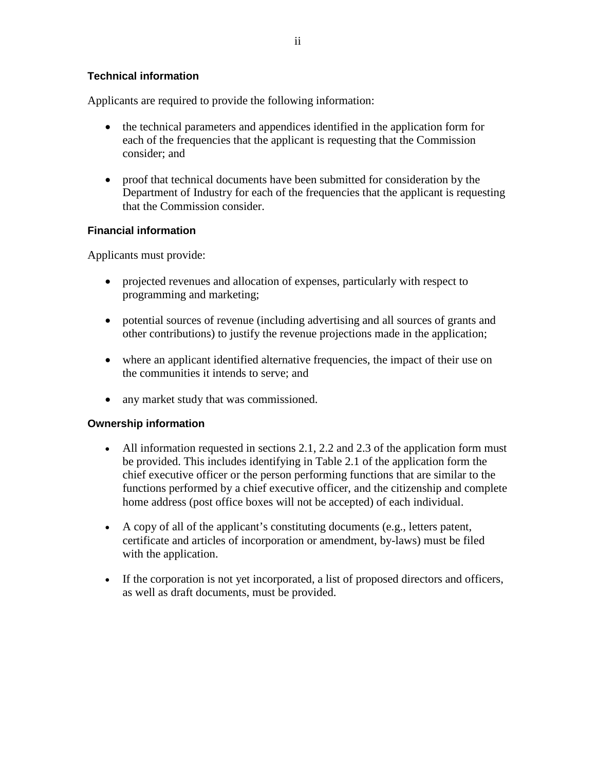### Technical information

Applicants are required to provide the following information:

- the technical parameters and appendices identified in the application form for each of the frequencies that the applicant is requesting that the Commission consider; and

- proof that technical documents have been submitted for consideration by the Department of Industry for each of the frequencies that the applicant is requesting that the Commission consider.

### Financial information

Applicants must provide:

- projected revenues and allocation of expenses, particularly with respect to programming and marketing;

- potential sources of revenue (including advertising and all sources of grants and other contributions) to justify the revenue projections made in the application;

- where an applicant identified alternative frequencies, the impact of their use on the communities it intends to serve; and

- any market study that was commissioned.

### Ownership information

- All information requested in sections 2.1, 2.2 and 2.3 of the application form must be provided. This includes identifying in Table 2.1 of the application form the chief executive officer or the person performing functions that are similar to the functions performed by a chief executive officer, and the citizenship and complete home address (post office boxes will not be accepted) of each individual.

- A copy of all of the applicant's constituting documents (e.g., letters patent, certificate and articles of incorporation or amendment, by-laws) must be filed with the application.

- If the corporation is not yet incorporated, a list of proposed directors and officers, as well as draft documents, must be provided.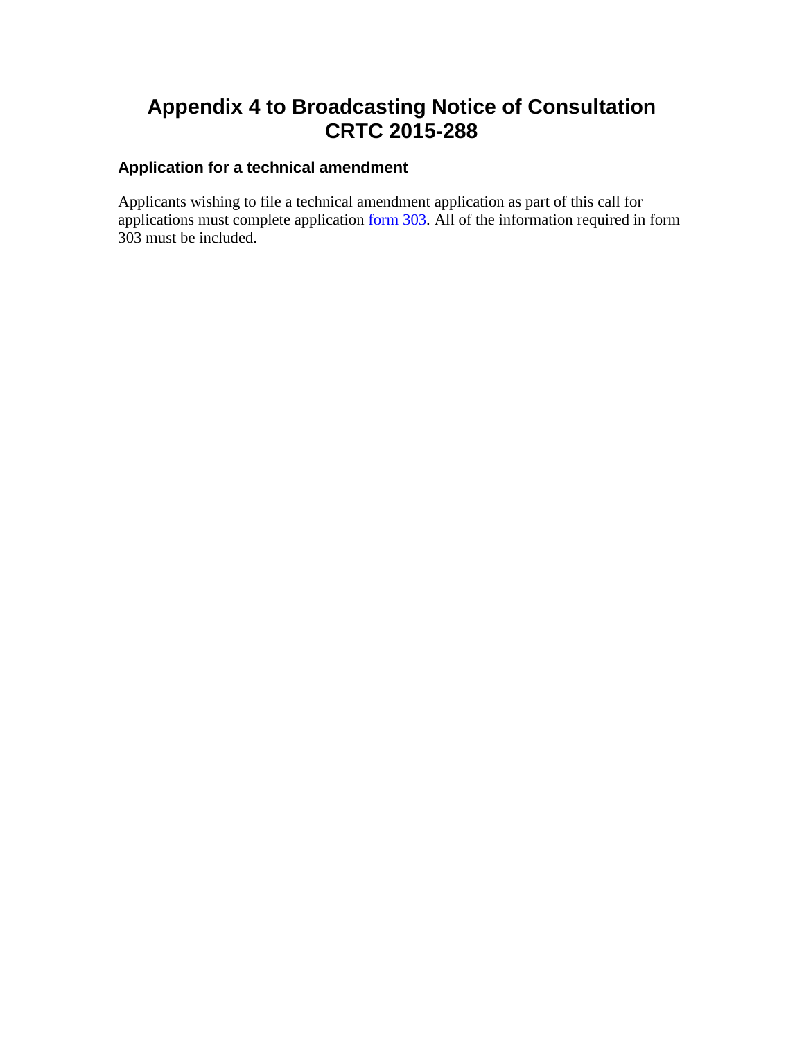# Appendix 4 to Broadcasting Notice of Consultation CRTC 2015-288

### Application for a technical amendment

Applicants wishing to file a technical amendment application as part of this call for applications must complete application form 303. All of the information required in form 303 must be included.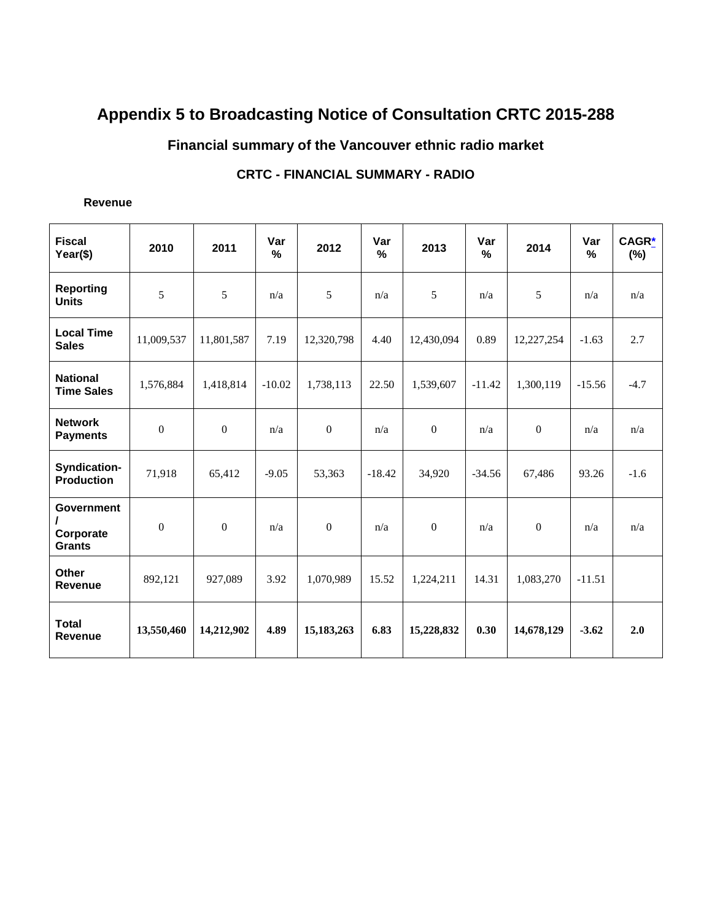# Appendix 5 to Broadcasting Notice of Consultation CRTC 2015-288

## Financial summary of the Vancouver ethnic radio market

### CRTC - FINANCIAL SUMMARY - RADIO

**Revenue**

| Fiscal Year($) | 2010 | 2011 | Var % | 2012 | Var % | 2013 | Var % | 2014 | Var % | CAGR* (%) |
|---|---|---|---|---|---|---|---|---|---|---|
| **Reporting Units** | 5 | 5 | n/a | 5 | n/a | 5 | n/a | 5 | n/a | n/a |
| **Local Time Sales** | 11,009,537 | 11,801,587 | 7.19 | 12,320,798 | 4.40 | 12,430,094 | 0.89 | 12,227,254 | -1.63 | 2.7 |
| **National Time Sales** | 1,576,884 | 1,418,814 | -10.02 | 1,738,113 | 22.50 | 1,539,607 | -11.42 | 1,300,119 | -15.56 | -4.7 |
| **Network Payments** | 0 | 0 | n/a | 0 | n/a | 0 | n/a | 0 | n/a | n/a |
| **Syndication-Production** | 71,918 | 65,412 | -9.05 | 53,363 | -18.42 | 34,920 | -34.56 | 67,486 | 93.26 | -1.6 |
| **Government / Corporate Grants** | 0 | 0 | n/a | 0 | n/a | 0 | n/a | 0 | n/a | n/a |
| **Other Revenue** | 892,121 | 927,089 | 3.92 | 1,070,989 | 15.52 | 1,224,211 | 14.31 | 1,083,270 | -11.51 | |
| **Total Revenue** | **13,550,460** | **14,212,902** | **4.89** | **15,183,263** | **6.83** | **15,228,832** | **0.30** | **14,678,129** | **-3.62** | **2.0** |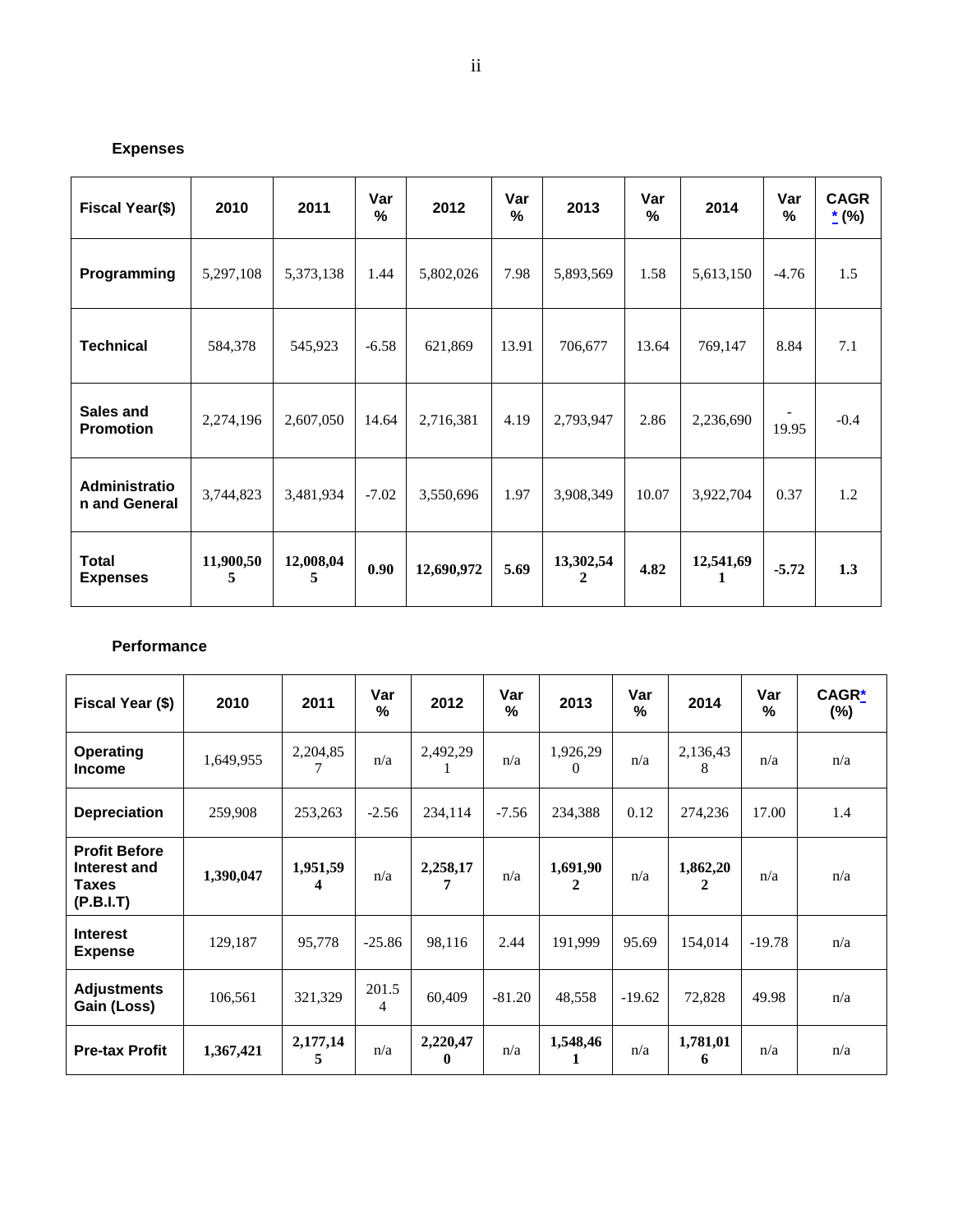**Expenses**

| Fiscal Year($) | 2010 | 2011 | Var % | 2012 | Var % | 2013 | Var % | 2014 | Var % | CAGR* (%) |
|---|---|---|---|---|---|---|---|---|---|---|
| **Programming** | 5,297,108 | 5,373,138 | 1.44 | 5,802,026 | 7.98 | 5,893,569 | 1.58 | 5,613,150 | -4.76 | 1.5 |
| **Technical** | 584,378 | 545,923 | -6.58 | 621,869 | 13.91 | 706,677 | 13.64 | 769,147 | 8.84 | 7.1 |
| **Sales and Promotion** | 2,274,196 | 2,607,050 | 14.64 | 2,716,381 | 4.19 | 2,793,947 | 2.86 | 2,236,690 | -19.95 | -0.4 |
| **Administration and General** | 3,744,823 | 3,481,934 | -7.02 | 3,550,696 | 1.97 | 3,908,349 | 10.07 | 3,922,704 | 0.37 | 1.2 |
| **Total Expenses** | **11,900,505** | **12,008,045** | **0.90** | **12,690,972** | **5.69** | **13,302,542** | **4.82** | **12,541,691** | **-5.72** | **1.3** |

**Performance**

| Fiscal Year ($) | 2010 | 2011 | Var % | 2012 | Var % | 2013 | Var % | 2014 | Var % | CAGR* (%) |
|---|---|---|---|---|---|---|---|---|---|---|
| **Operating Income** | 1,649,955 | 2,204,857 | n/a | 2,492,291 | n/a | 1,926,290 | n/a | 2,136,438 | n/a | n/a |
| **Depreciation** | 259,908 | 253,263 | -2.56 | 234,114 | -7.56 | 234,388 | 0.12 | 274,236 | 17.00 | 1.4 |
| **Profit Before Interest and Taxes (P.B.I.T)** | **1,390,047** | **1,951,594** | n/a | **2,258,177** | n/a | **1,691,902** | n/a | **1,862,202** | n/a | n/a |
| **Interest Expense** | 129,187 | 95,778 | -25.86 | 98,116 | 2.44 | 191,999 | 95.69 | 154,014 | -19.78 | n/a |
| **Adjustments Gain (Loss)** | 106,561 | 321,329 | 201.54 | 60,409 | -81.20 | 48,558 | -19.62 | 72,828 | 49.98 | n/a |
| **Pre-tax Profit** | **1,367,421** | **2,177,145** | n/a | **2,220,470** | n/a | **1,548,461** | n/a | **1,781,016** | n/a | n/a |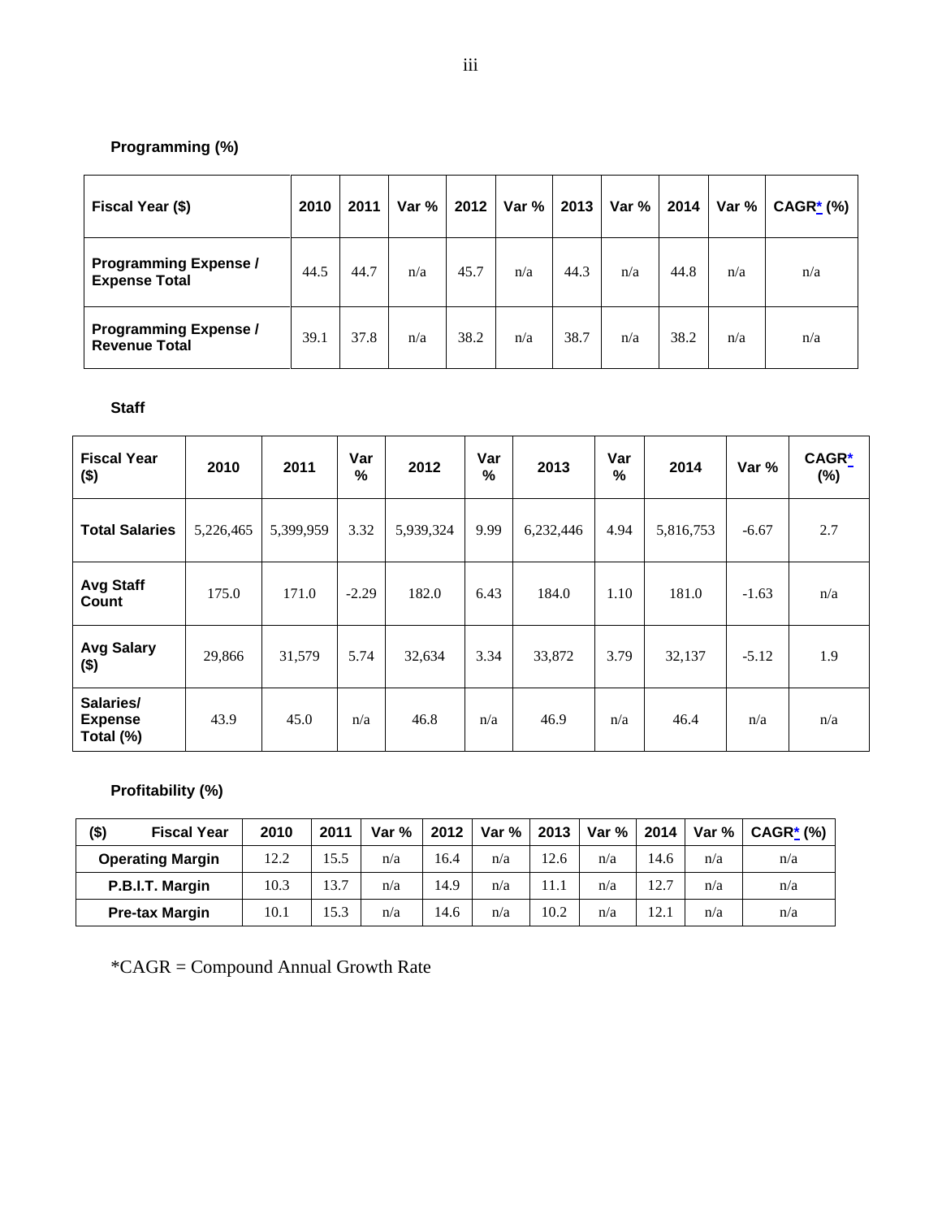**Programming (%)**

| Fiscal Year ($) | 2010 | 2011 | Var % | 2012 | Var % | 2013 | Var % | 2014 | Var % | CAGR* (%) |
|---|---|---|---|---|---|---|---|---|---|---|
| **Programming Expense / Expense Total** | 44.5 | 44.7 | n/a | 45.7 | n/a | 44.3 | n/a | 44.8 | n/a | n/a |
| **Programming Expense / Revenue Total** | 39.1 | 37.8 | n/a | 38.2 | n/a | 38.7 | n/a | 38.2 | n/a | n/a |

**Staff**

| Fiscal Year ($) | 2010 | 2011 | Var % | 2012 | Var % | 2013 | Var % | 2014 | Var % | CAGR* (%) |
|---|---|---|---|---|---|---|---|---|---|---|
| **Total Salaries** | 5,226,465 | 5,399,959 | 3.32 | 5,939,324 | 9.99 | 6,232,446 | 4.94 | 5,816,753 | -6.67 | 2.7 |
| **Avg Staff Count** | 175.0 | 171.0 | -2.29 | 182.0 | 6.43 | 184.0 | 1.10 | 181.0 | -1.63 | n/a |
| **Avg Salary ($)** | 29,866 | 31,579 | 5.74 | 32,634 | 3.34 | 33,872 | 3.79 | 32,137 | -5.12 | 1.9 |
| **Salaries/ Expense Total (%)** | 43.9 | 45.0 | n/a | 46.8 | n/a | 46.9 | n/a | 46.4 | n/a | n/a |

**Profitability (%)**

| ($) Fiscal Year | 2010 | 2011 | Var % | 2012 | Var % | 2013 | Var % | 2014 | Var % | CAGR* (%) |
|---|---|---|---|---|---|---|---|---|---|---|
| **Operating Margin** | 12.2 | 15.5 | n/a | 16.4 | n/a | 12.6 | n/a | 14.6 | n/a | n/a |
| **P.B.I.T. Margin** | 10.3 | 13.7 | n/a | 14.9 | n/a | 11.1 | n/a | 12.7 | n/a | n/a |
| **Pre-tax Margin** | 10.1 | 15.3 | n/a | 14.6 | n/a | 10.2 | n/a | 12.1 | n/a | n/a |

*CAGR = Compound Annual Growth Rate